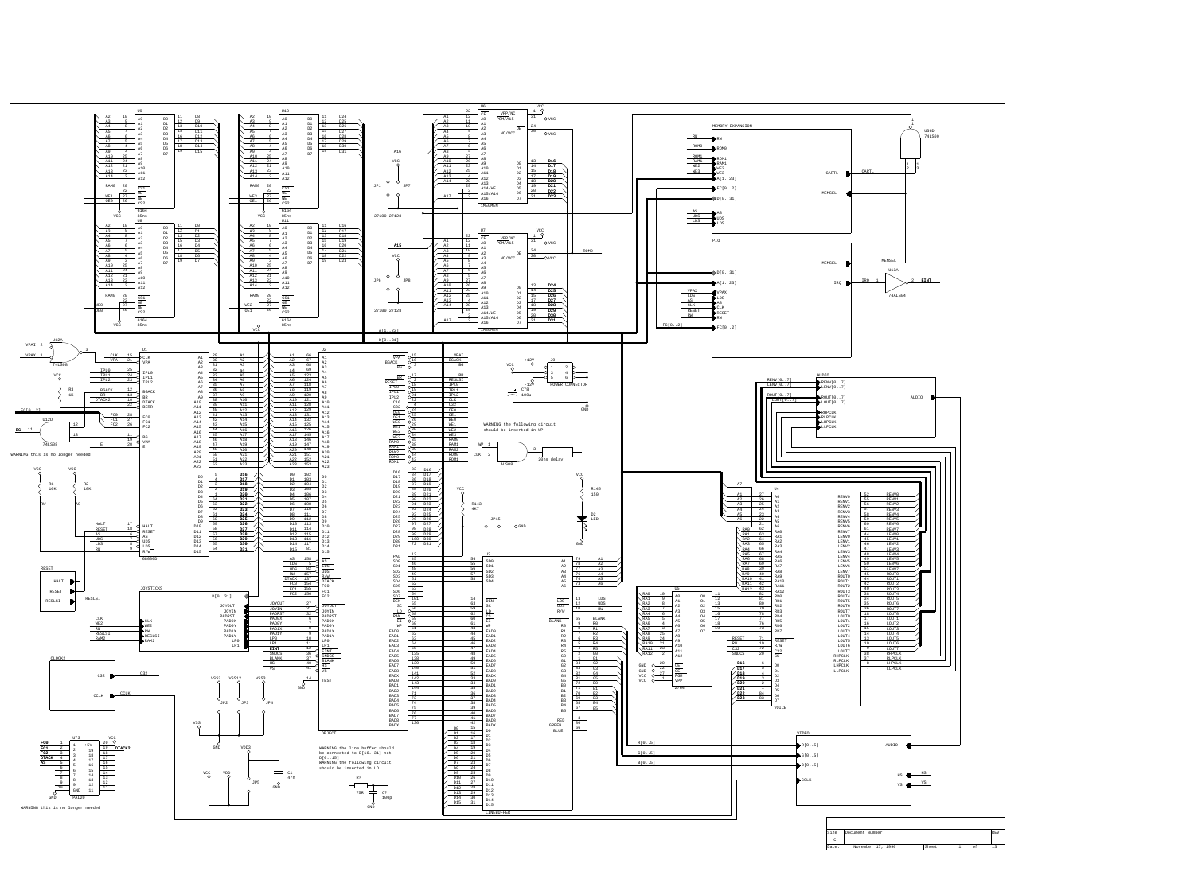WARNING this is no longer needed

WARNING the following circuit should be inserted in WP

WARNING the line buffer should be connected to D[16..31] not D[0..15]

WARNING the following circuit should be inserted in LD

WARNING this is no longer needed

| Size | Document Number | REV |
|---|---|---|
| C | | |
| Date: November 17, 1990 | Sheet 1 of 13 | |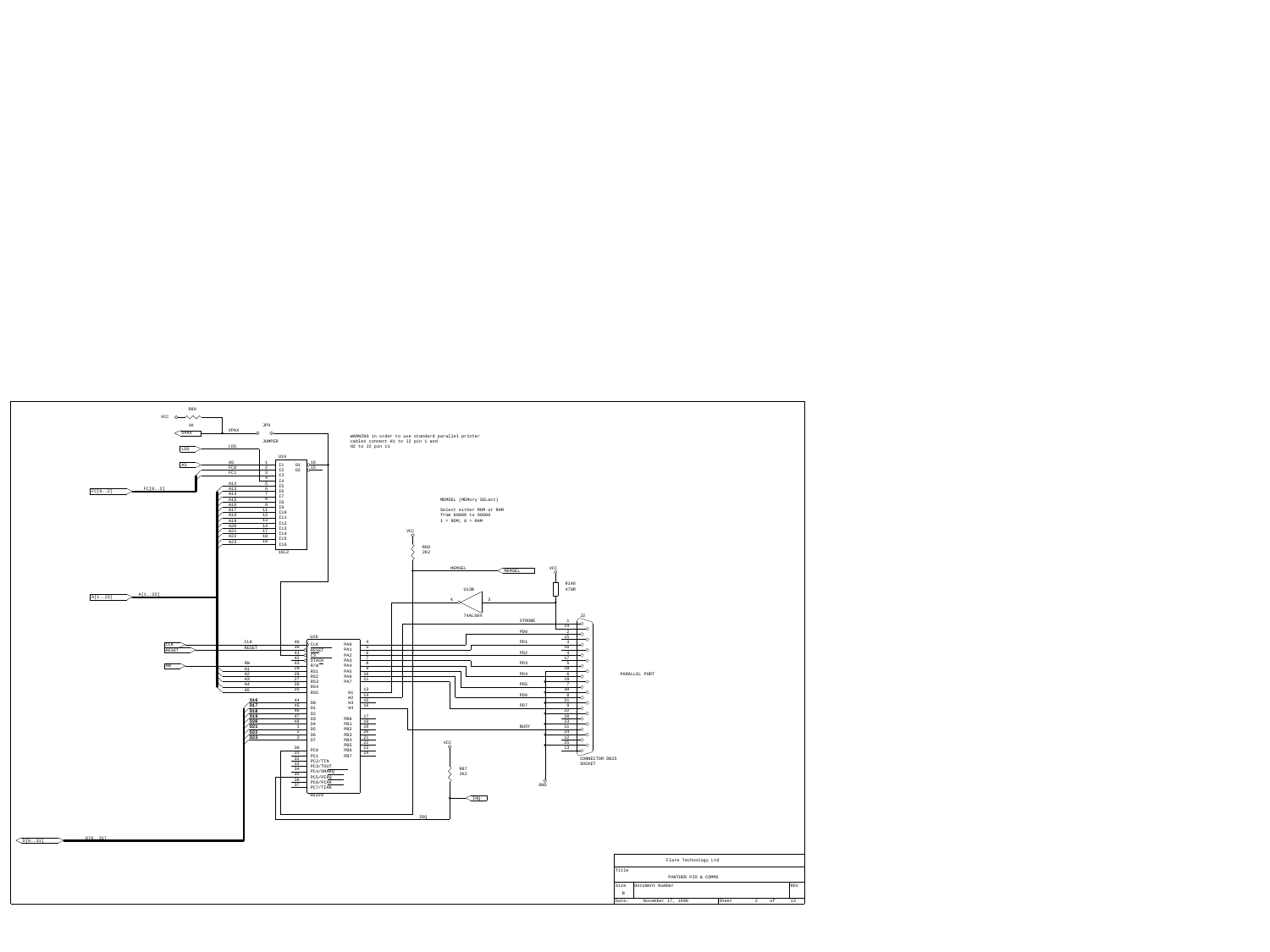WARNING in order to use standard parallel printer cables connect H1 to J2 pin 1 and H2 to J2 pin 11

MEMSEL (MEMory SELect)

Select either ROM or RAM from 80000 to 98000
1 = ROM; 0 = RAM

PARALLEL PORT

CONNECTOR DB25 SOCKET

| Flare Technology Ltd | | |
|---|---|---|
| Title | PANTHER PIO & COMMS | |
| Size: B | Document Number | REV |
| Date: November 17, 1990 | Sheet 2 of 13 | |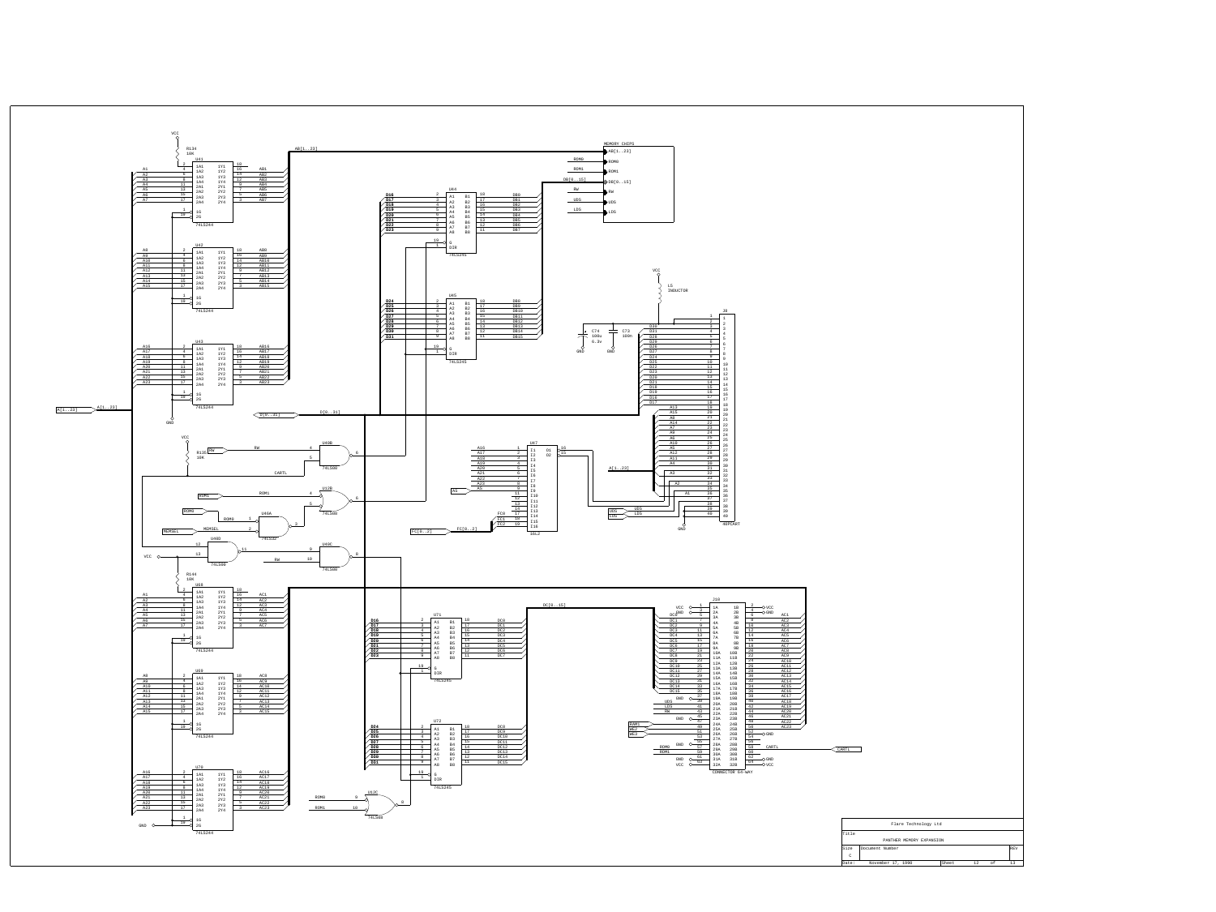| Flare Technology Ltd | | | |
|---|---|---|---|
| Title | PANTHER MEMORY EXPANSION | | |
| Size C | Document Number | | REV |
| Date: | November 17, 1990 | Sheet 12 of 13 | |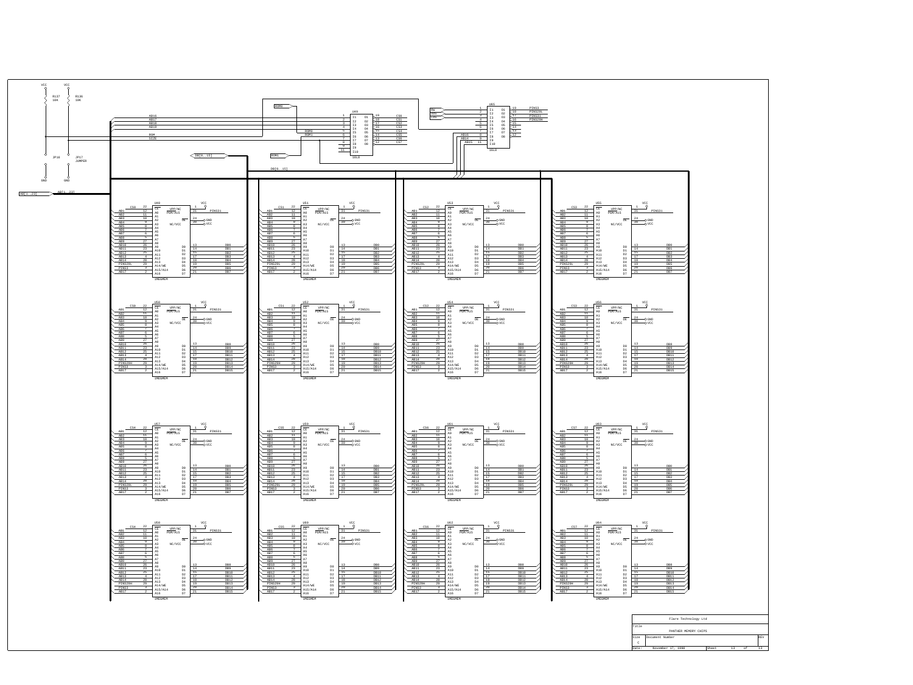| Flare Technology Ltd | | | | | |
|---|---|---|---|---|---|
| Title | PANTHER MEMORY CHIPS | | | | |
| Size C | Document Number | | | | REV |
| Date: | November 17, 1990 | Sheet | 13 | of | 13 |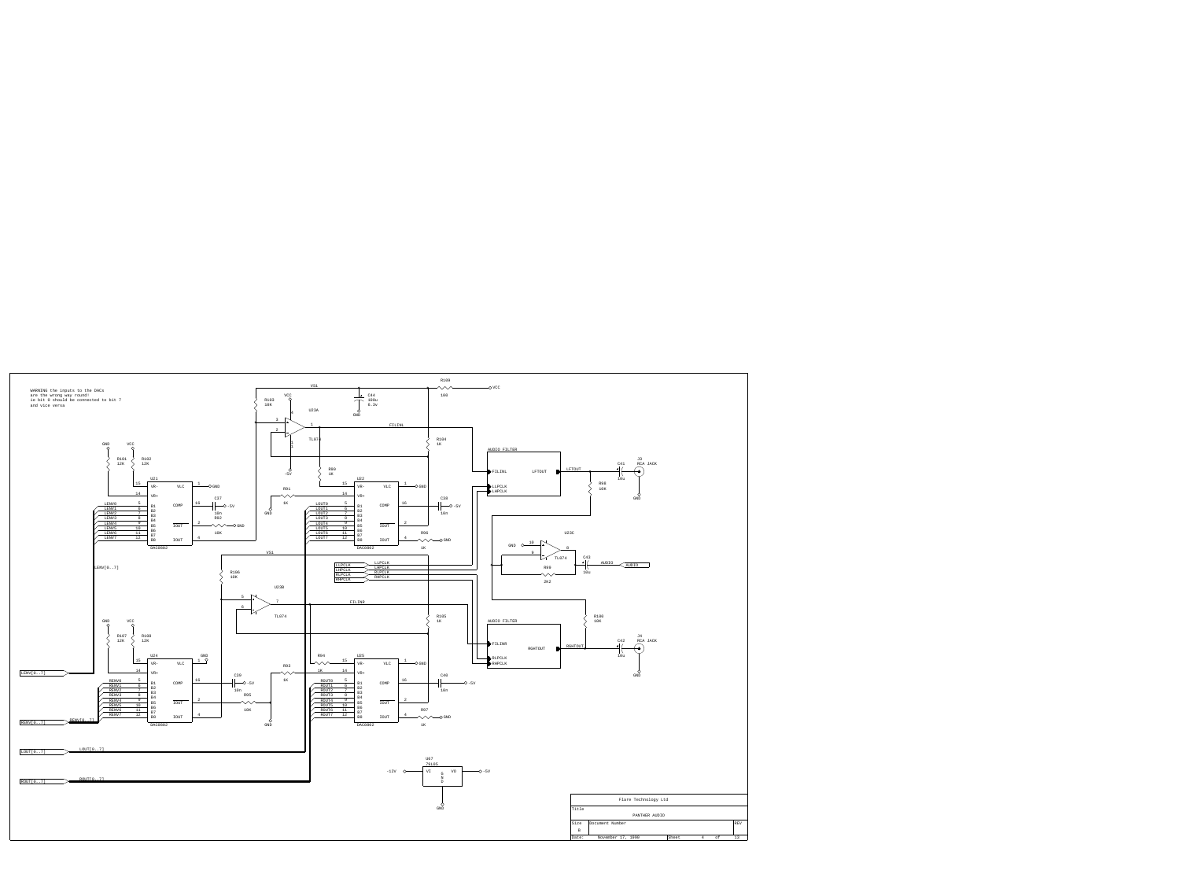WARNING the inputs to the DACs
are the wrong way round!
ie bit 0 should be connected to bit 7
and vice versa

| Flare Technology Ltd | | | | | |
|---|---|---|---|---|---|
| Title | PANTHER AUDIO | | | | |
| Size B | Document Number | | | | REV |
| Date: | November 17, 1990 | Sheet | 4 | of | 13 |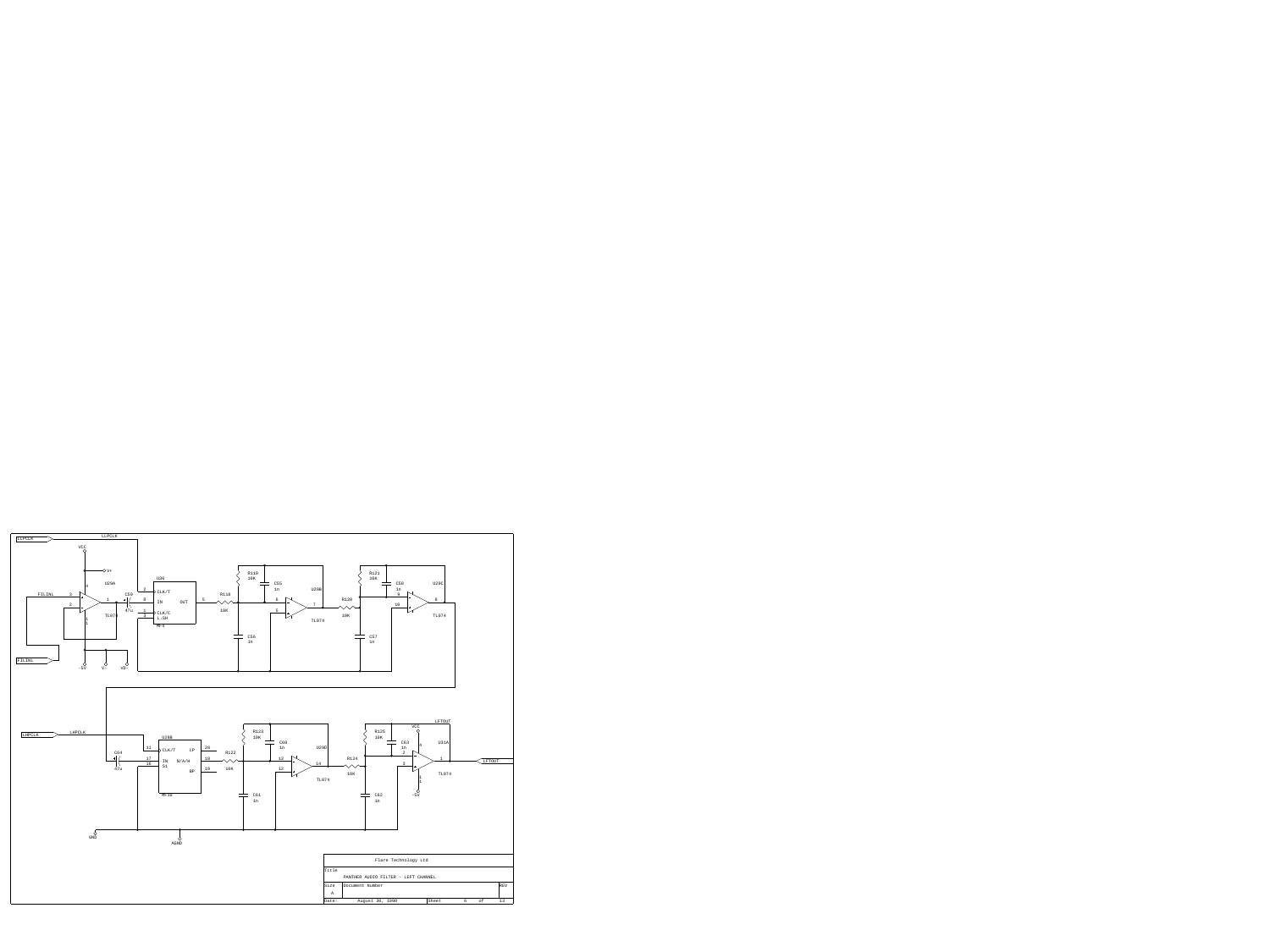LLPCLK

VCC

V+

U29A

FILINL

U30

CLK/T

IN OUT

CLK/C

L.SH

MF4

C59

47u

TL074

R118

10K

R119

10K

C55

1n

U29B

TL074

C56

1n

R120

10K

R121

10K

C58

1n

U29C

TL074

C57

1n

FILINL

-5V

V-

VE-

LHPCLK

LHPCLK

C64

47u

U28B

CLK/T

IN

S1

LP

N/AP/H

BP

MF10

R122

10K

R123

10K

C60

1n

U29D

TL074

C61

1n

R124

10K

R125

10K

C63

1n

VCC

U31A

TL074

LFTOUT

LFTOUT

-5V

C62

1n

GND

AGND

| Flare Technology Ltd | | |
|---|---|---|
| Title | PANTHER AUDIO FILTER - LEFT CHANNEL | |
| Size A | Document Number | REV |
| Date: August 30, 1990 | Sheet 6 of 13 | |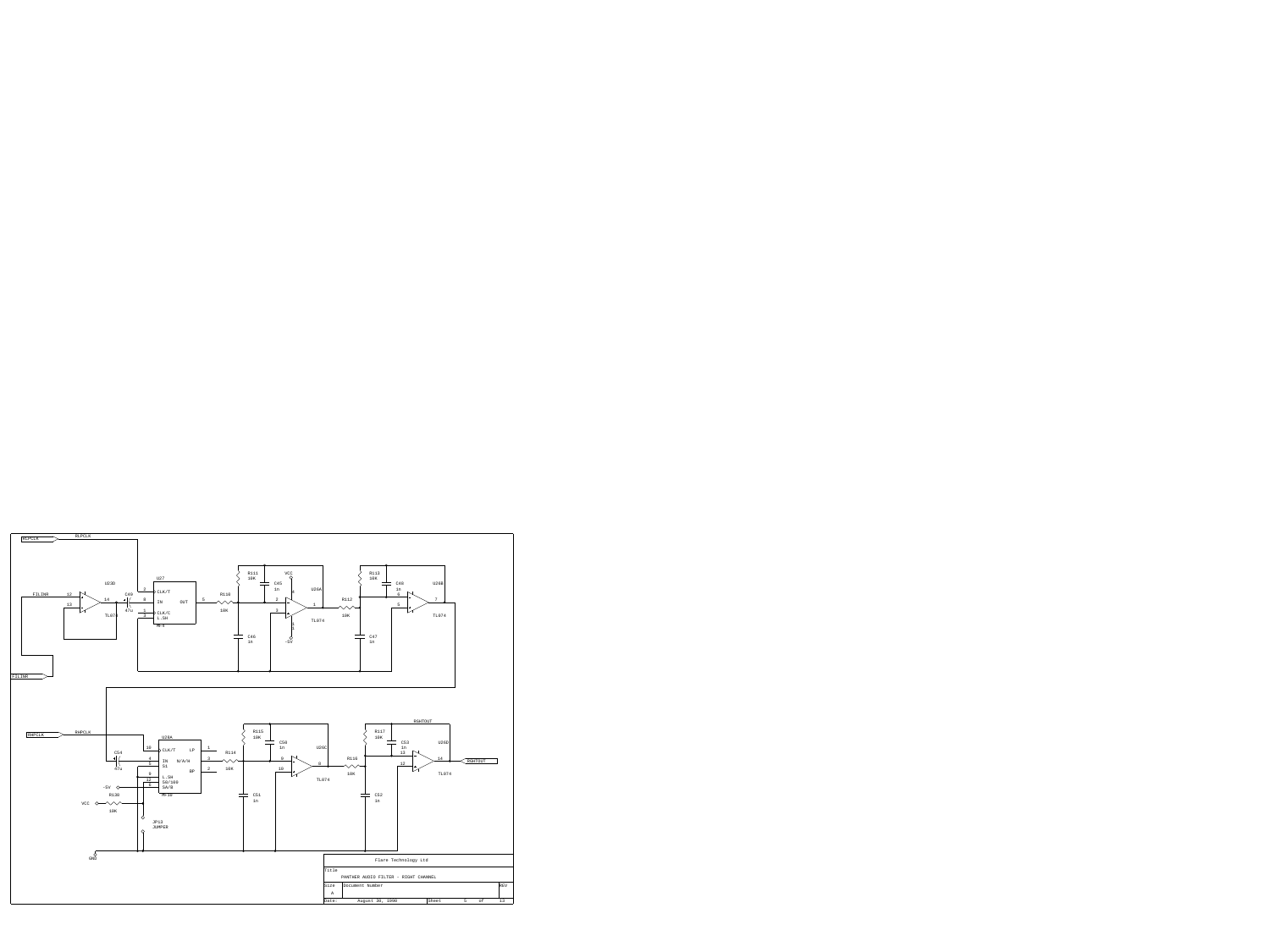| Flare Technology Ltd | | | | |
|---|---|---|---|---|
| Title: PANTHER AUDIO FILTER - RIGHT CHANNEL | | | | |
| Size: A | Document Number | | | REV |
| Date: August 30, 1990 | Sheet 5 of 13 | | | |

RLPCLK

FILINR

U23D

C49 47u

TL074

U27

CLK/T

IN

CLK/C

L.SH

OUT

M-4

R110 10K

R111 10K

C45 1n

VCC

U26A

TL074

-5V

C46 1n

R112 10K

R113 10K

C48 1n

U26B

TL074

C47 1n

RHPCLK

U28A

CLK/T

IN

S1

L.SH

50/100

SA/B

LP

N/A/H

BP

MF10

C54 47u

-5V

VCC

R138 10K

JP13 JUMPER

GND

R114 10K

R115 10K

C50 1n

U26C

TL074

C51 1n

R116 10K

R117 10K

C53 1n

U26D

TL074

C52 1n

RGHTOUT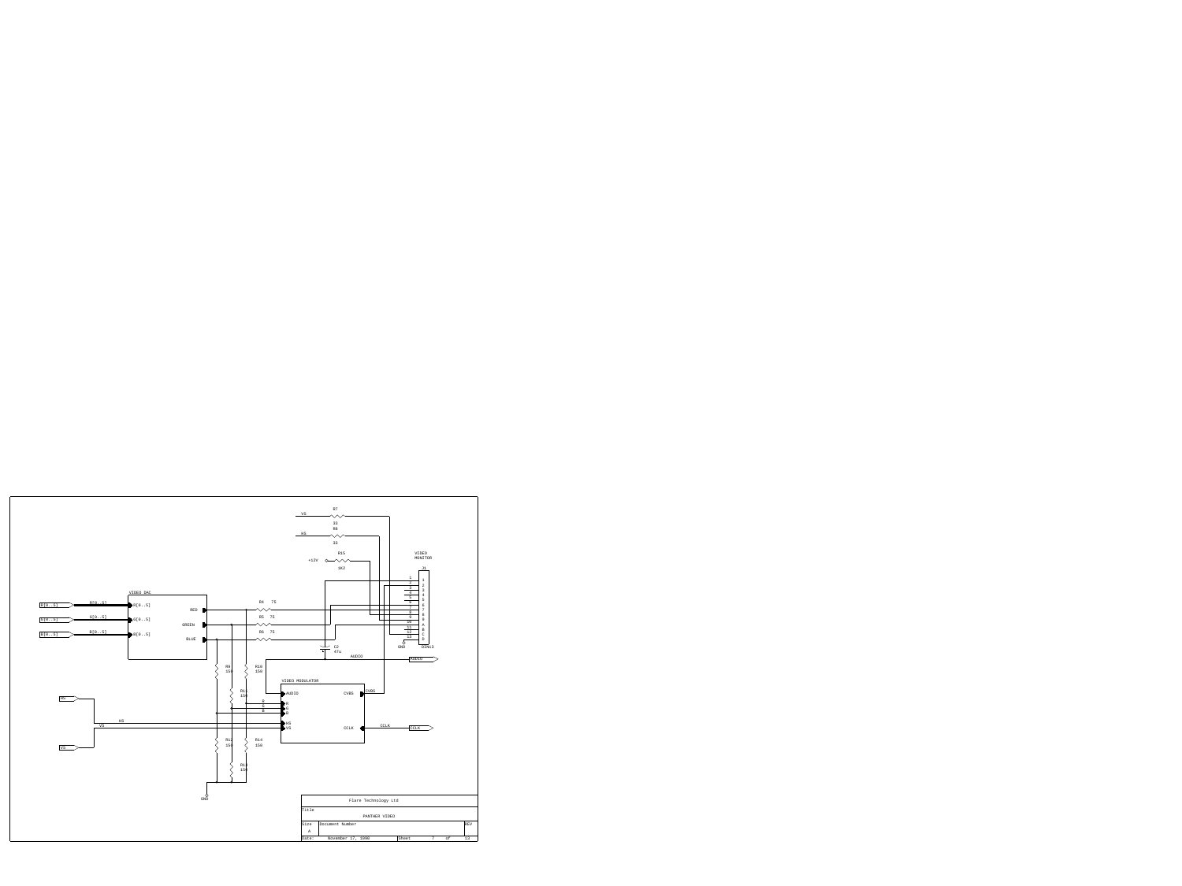| Flare Technology Ltd | | | |
|---|---|---|---|
| Title | PANTHER VIDEO | | |
| Size: A | Document Number | | REV |
| Date: November 17, 1990 | Sheet 7 of 13 | | |

VIDEO DAC

R[0..5] G[0..5] B[0..5]

RED GREEN BLUE

R4 75 R5 75 R6 75

R7 33 R8 33 R15 1K2

VS HS +12V

VIDEO MONITOR

J1 DIN13

C2 47u

AUDIO

R9 150 R10 150 R11 150 R12 150 R13 150 R14 150

VIDEO MODULATOR

AUDIO R G B HS VS CVBS CCLK

GND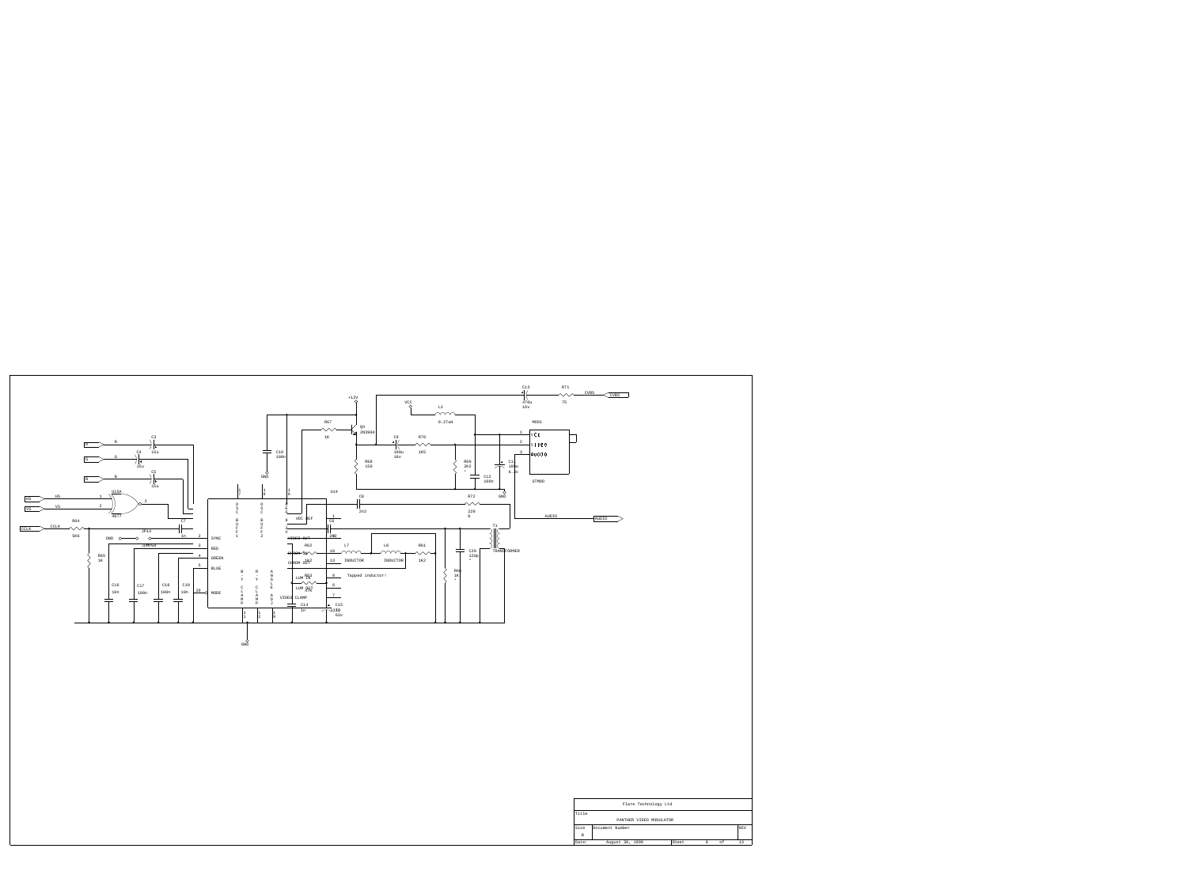**Flare Technology Ltd**

| | |
|---|---|
| Title | PANTHER VIDEO MODULATOR |
| Size: B | Document Number |
| Date: | August 30, 1990 |

R, G, B, HS, VS, CCLK

C3 15u, C4 15u, C5 15u, U15A 4077, R64 5K6, R65 1K, JP14 JUMPER, C7 1n, C16 10n, C17 100n, C18 100n, C19 10n

U14: SYNC, RED, GREEN, BLUE, MODE, OSC BUFF1, OSC BUFF2, B-Y CLAMP, R-Y CLAMP, ANGLE ADJ, VDC REF, VIDEO OUT, CHROM IN, CHROM OUT, LUM IN, LUM OUT, VIDEO CLAMP

+12V, C10 100n, R67 1K, Q4 2N3904, R68 150, C9 100u 16v, R70 1K5, VCC, L2 0.27uH, R69 2K2, C12 100n, C11 100u 6.3v, C13 470u 16v, R71 75, CVBS

MOD1 (VCC, VIDEO, AUDIO) STMOD

C8 2n2, R72 220, AUDIO, C6 2N2, R62 1K2, L7 INDUCTOR, L8 INDUCTOR, R61 1K2, R63 470, Tapped inductor!, C14 1n, C15 ~33u 63v, C20 120p, T1 TRANSFORMER, R66 1K, GND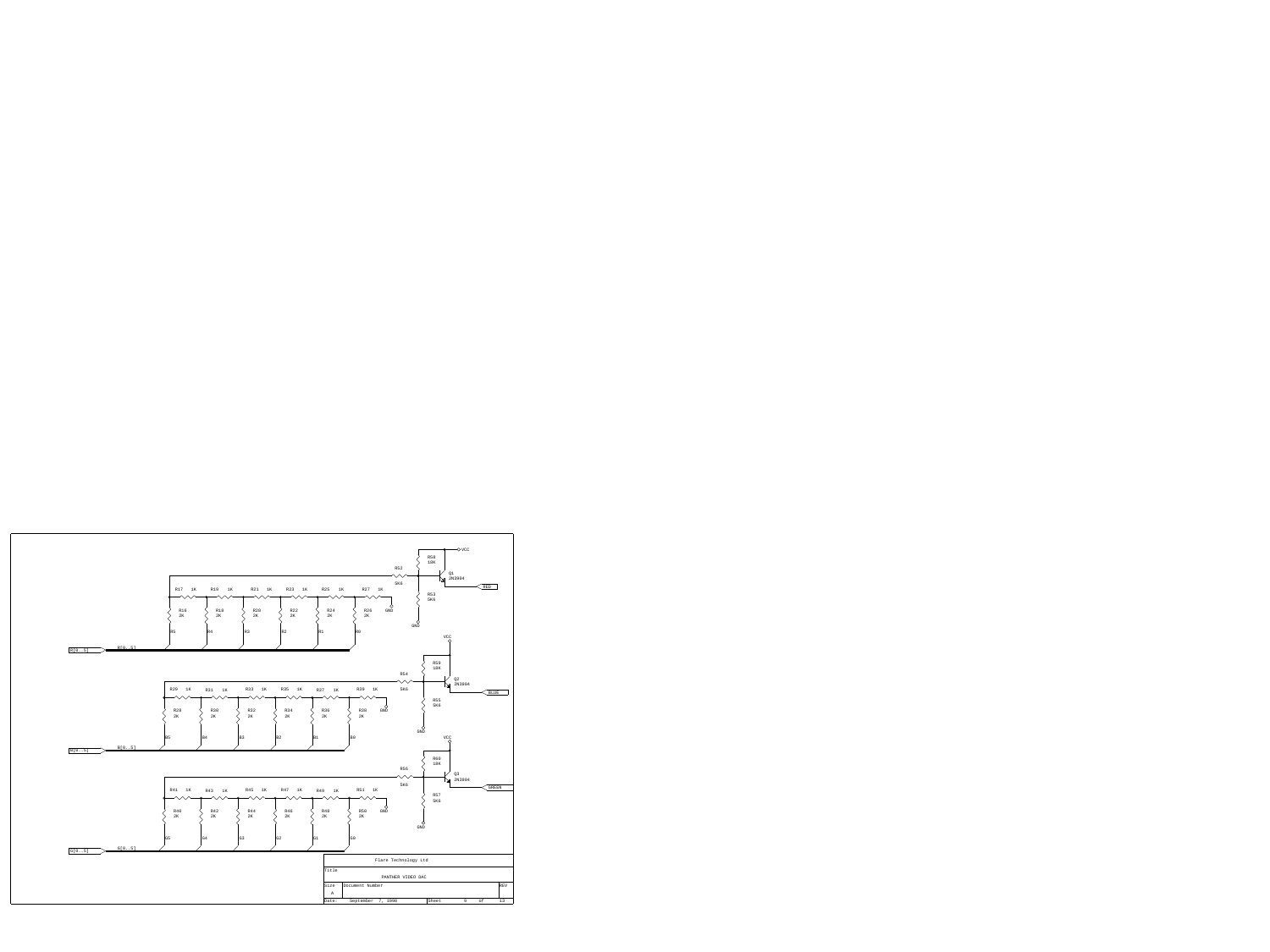| Flare Technology Ltd | | | | |
|---|---|---|---|---|
| Title | PANTHER VIDEO DAC | | | |
| Size A | Document Number | | | REV |
| Date: | September 7, 1990 | Sheet | 9 of 13 | |

R17 1K R19 1K R21 1K R23 1K R25 1K R27 1K

R16 2K R18 2K R20 2K R22 2K R24 2K R26 2K

R5 R4 R3 R2 R1 R0

R[0..5] R[0..5]

R52 5K6 R58 10K R53 5K6 Q1 2N3904 VCC GND RED

R29 1K R31 1K R33 1K R35 1K R37 1K R39 1K

R28 2K R30 2K R32 2K R34 2K R36 2K R38 2K

B5 B4 B3 B2 B1 B0

B[0..5] B[0..5]

R54 5K6 R59 10K R55 5K6 Q2 2N3904 VCC GND BLUE

R41 1K R43 1K R45 1K R47 1K R49 1K R51 1K

R40 2K R42 2K R44 2K R46 2K R48 2K R50 2K

G5 G4 G3 G2 G1 G0

G[0..5] G[0..5]

R56 5K6 R60 10K R57 5K6 Q3 2N3904 VCC GND GREEN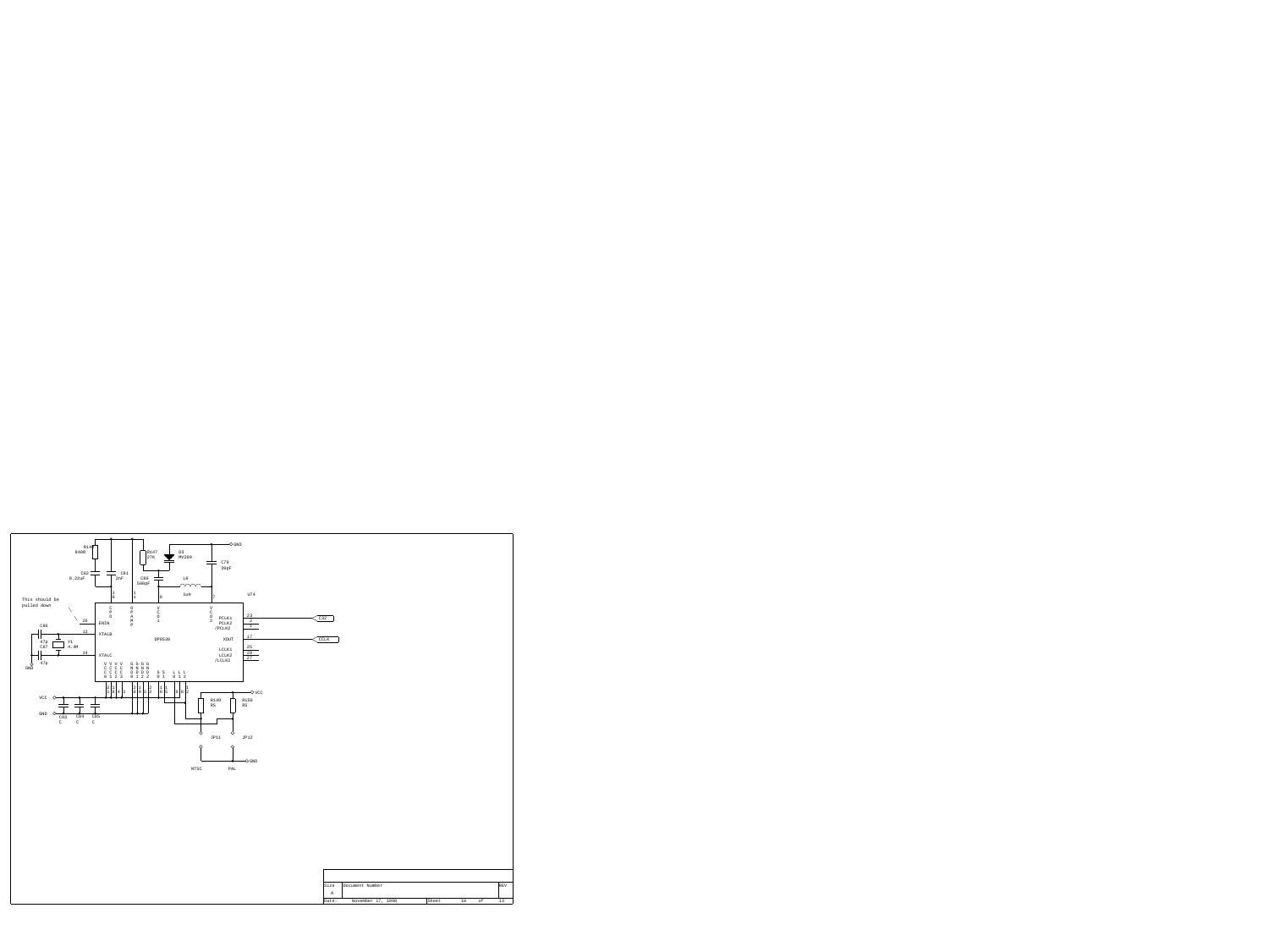This should be pulled down

DP8530

U74

NTSC

PAL

| Size | Document Number | REV |
|---|---|---|
| A | | |
| Date: | November 17, 1998 | Sheet 10 of 13 |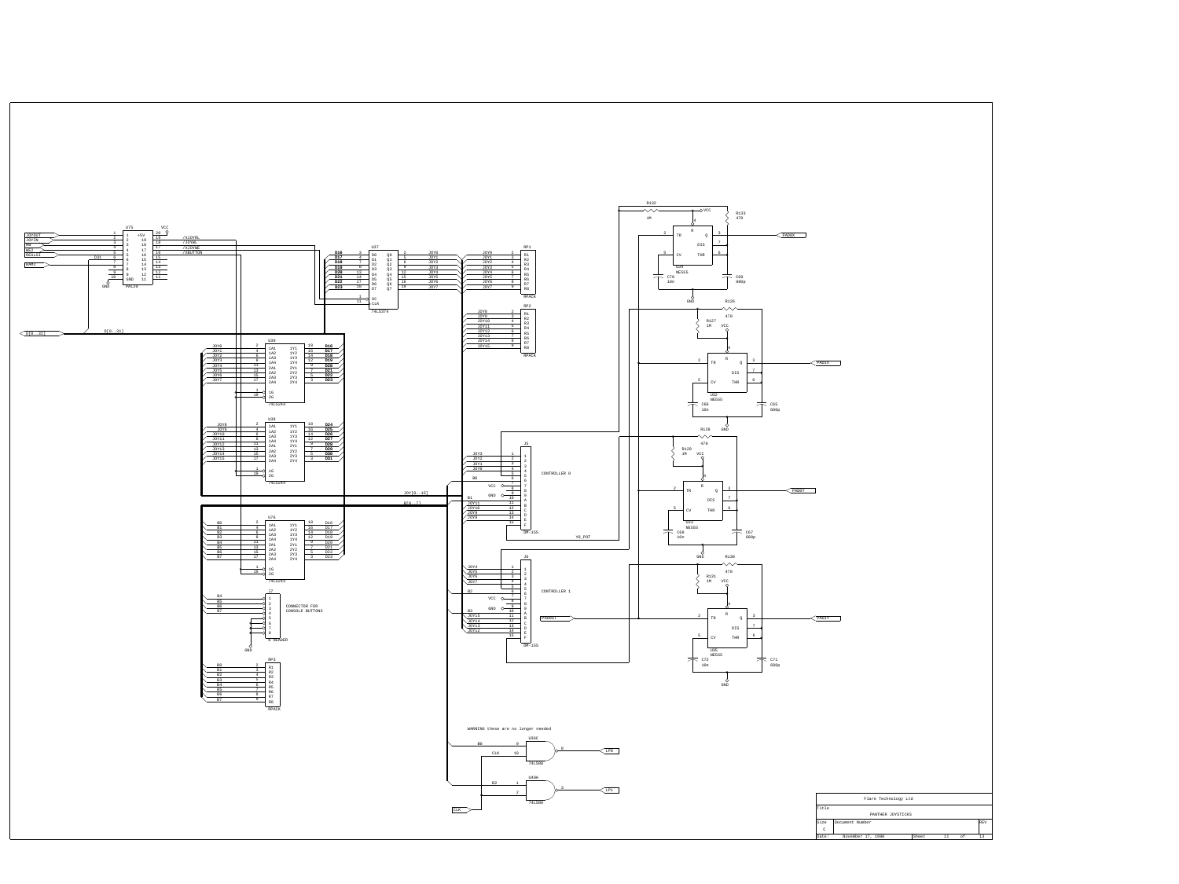WARNING these are no longer needed

CONTROLLER 0

CONTROLLER 1

CONNECTOR FOR CONSOLE BUTTONS

| Flare Technology Ltd | | | |
|---|---|---|---|
| Title | PANTHER JOYSTICKS | | |
| Size C | Document Number | | REV |
| Date: November 17, 1990 | Sheet 11 of 13 | | |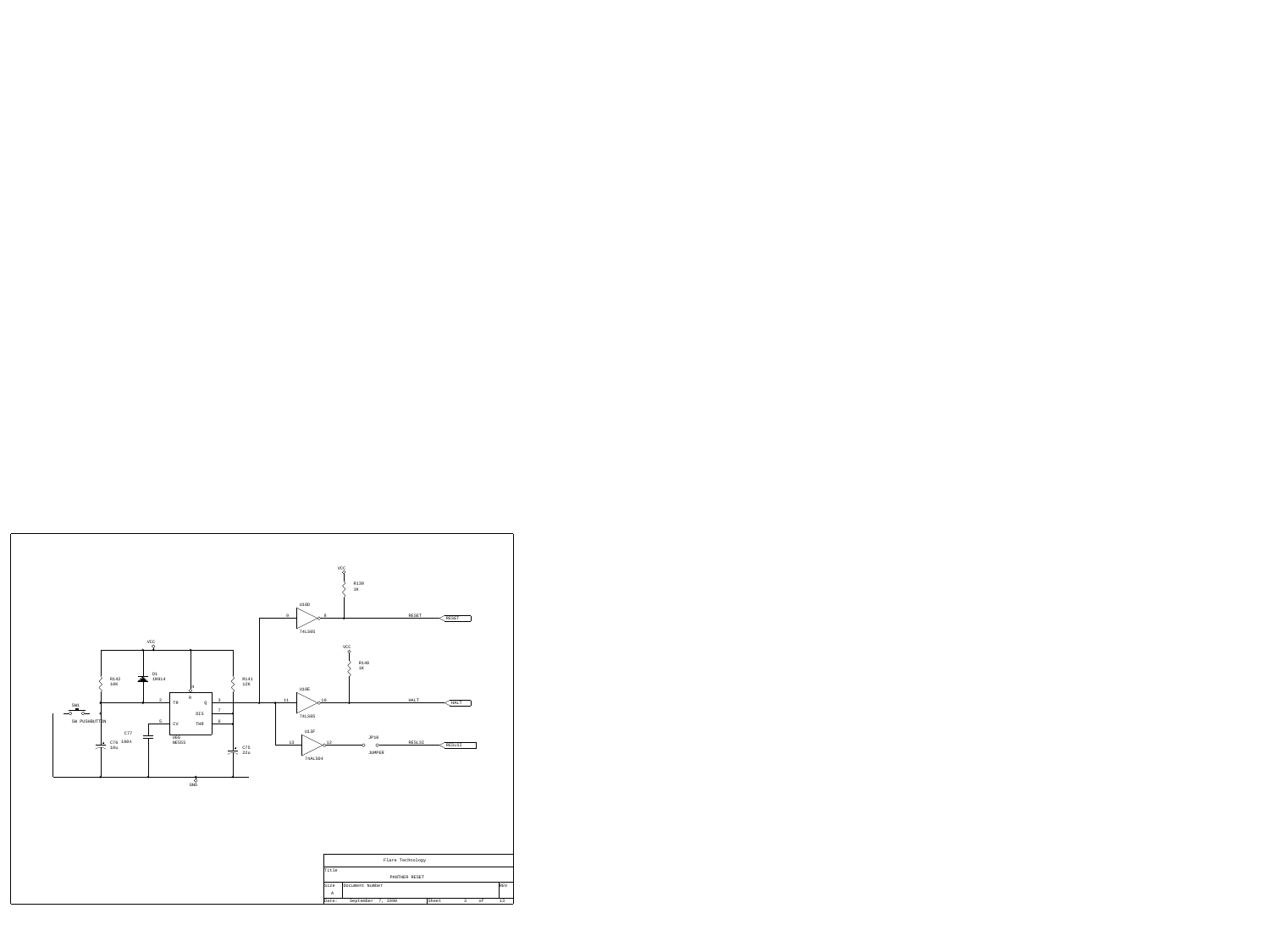VCC

R139
1K

U18D

9 8

74LS05

RESET

RESET

VCC

VCC

R140
1K

D1
1N914

R142
10K

R141
12K

4

R

2 TR Q 3

11 10

U18E

74LS05

HALT

HALT

SW1

SW PUSHBUTTON

DIS 7

5 CV THR 6

C77
100n

U13F

13 12

JP10

RESLSI

RESLSI

C76
10u

U66
NE555

C75
22u

JUMPER

74ALS04

GND

| | | |
|---|---|---|
| Flare Technology | | |
| Title | | |
| PANTHER RESET | | |
| Size A | Document Number | REV |
| Date: September 7, 1990 | Sheet 3 of 13 | |